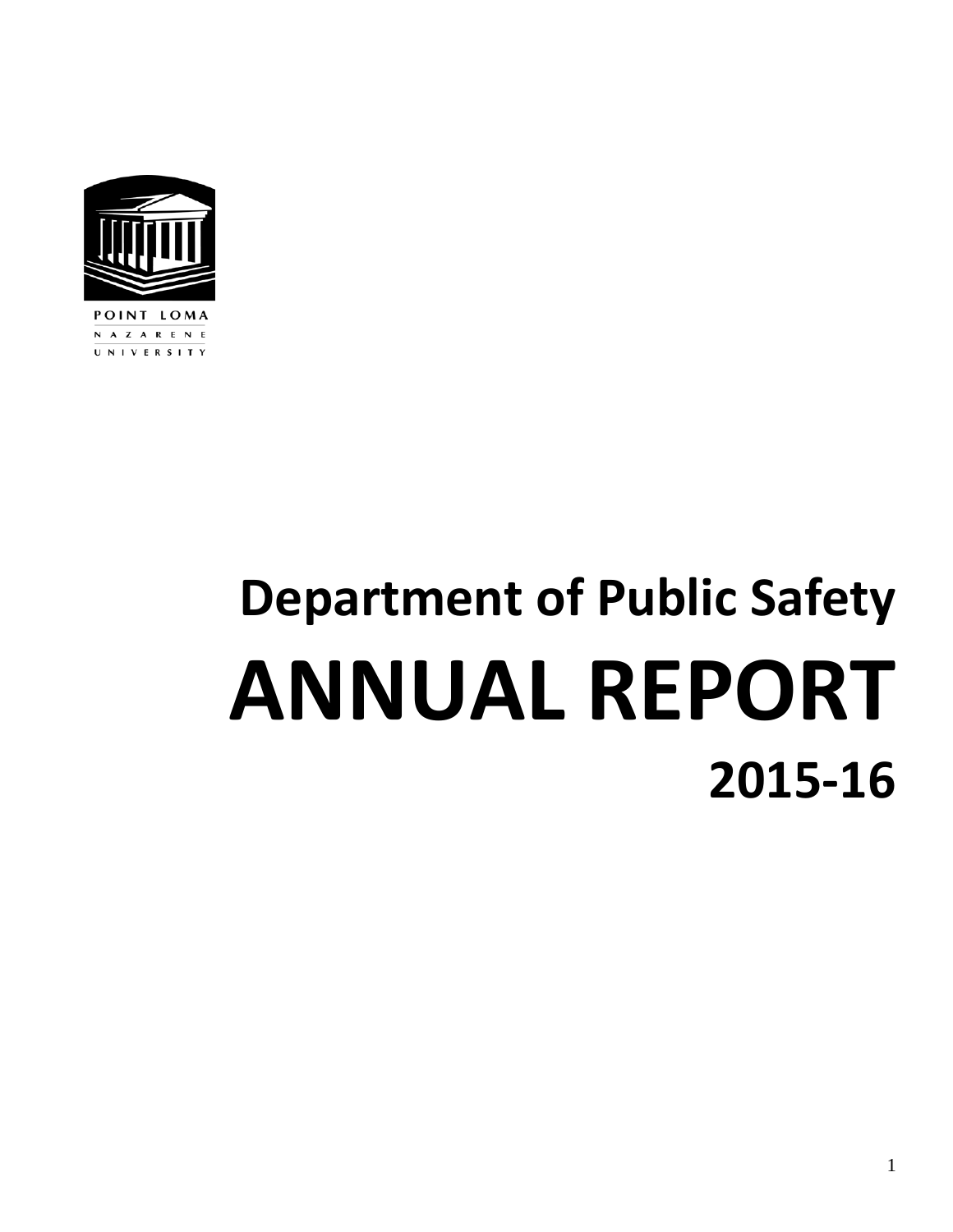POINT LOMA
NAZARENE
UNIVERSITY

# Department of Public Safety

# ANNUAL REPORT

## 2015-16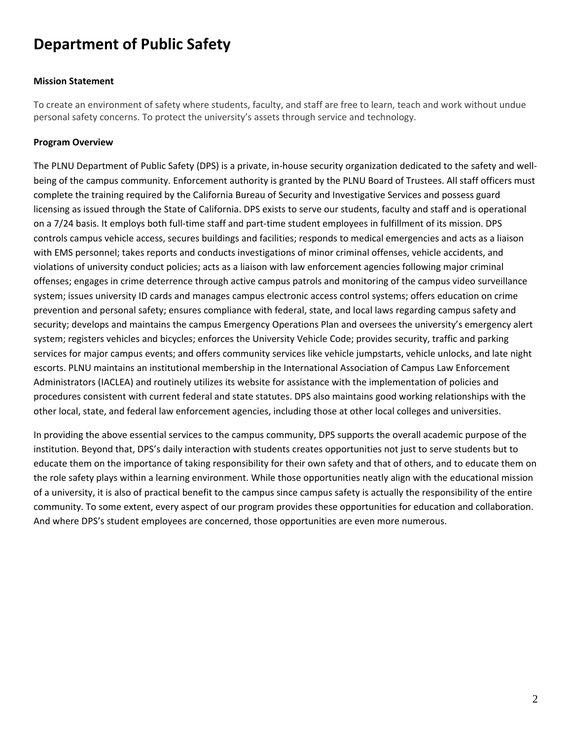# Department of Public Safety

**Mission Statement**

To create an environment of safety where students, faculty, and staff are free to learn, teach and work without undue personal safety concerns. To protect the university's assets through service and technology.

**Program Overview**

The PLNU Department of Public Safety (DPS) is a private, in-house security organization dedicated to the safety and well-being of the campus community. Enforcement authority is granted by the PLNU Board of Trustees. All staff officers must complete the training required by the California Bureau of Security and Investigative Services and possess guard licensing as issued through the State of California. DPS exists to serve our students, faculty and staff and is operational on a 7/24 basis. It employs both full-time staff and part-time student employees in fulfillment of its mission. DPS controls campus vehicle access, secures buildings and facilities; responds to medical emergencies and acts as a liaison with EMS personnel; takes reports and conducts investigations of minor criminal offenses, vehicle accidents, and violations of university conduct policies; acts as a liaison with law enforcement agencies following major criminal offenses; engages in crime deterrence through active campus patrols and monitoring of the campus video surveillance system; issues university ID cards and manages campus electronic access control systems; offers education on crime prevention and personal safety; ensures compliance with federal, state, and local laws regarding campus safety and security; develops and maintains the campus Emergency Operations Plan and oversees the university's emergency alert system; registers vehicles and bicycles; enforces the University Vehicle Code; provides security, traffic and parking services for major campus events; and offers community services like vehicle jumpstarts, vehicle unlocks, and late night escorts. PLNU maintains an institutional membership in the International Association of Campus Law Enforcement Administrators (IACLEA) and routinely utilizes its website for assistance with the implementation of policies and procedures consistent with current federal and state statutes. DPS also maintains good working relationships with the other local, state, and federal law enforcement agencies, including those at other local colleges and universities.

In providing the above essential services to the campus community, DPS supports the overall academic purpose of the institution. Beyond that, DPS's daily interaction with students creates opportunities not just to serve students but to educate them on the importance of taking responsibility for their own safety and that of others, and to educate them on the role safety plays within a learning environment. While those opportunities neatly align with the educational mission of a university, it is also of practical benefit to the campus since campus safety is actually the responsibility of the entire community. To some extent, every aspect of our program provides these opportunities for education and collaboration. And where DPS's student employees are concerned, those opportunities are even more numerous.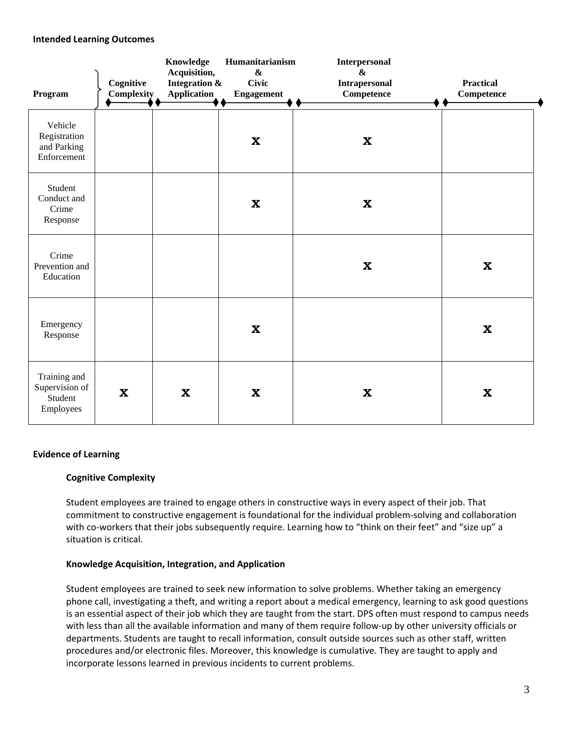**Intended Learning Outcomes**

| Program | Cognitive Complexity | Knowledge Acquisition, Integration & Application | Humanitarianism & Civic Engagement | Interpersonal & Intrapersonal Competence | Practical Competence |
|---|---|---|---|---|---|
| Vehicle Registration and Parking Enforcement | | | X | X | |
| Student Conduct and Crime Response | | | X | X | |
| Crime Prevention and Education | | | | X | X |
| Emergency Response | | | X | | X |
| Training and Supervision of Student Employees | X | X | X | X | X |

**Evidence of Learning**

**Cognitive Complexity**

Student employees are trained to engage others in constructive ways in every aspect of their job. That commitment to constructive engagement is foundational for the individual problem-solving and collaboration with co-workers that their jobs subsequently require. Learning how to "think on their feet" and "size up" a situation is critical.

**Knowledge Acquisition, Integration, and Application**

Student employees are trained to seek new information to solve problems. Whether taking an emergency phone call, investigating a theft, and writing a report about a medical emergency, learning to ask good questions is an essential aspect of their job which they are taught from the start. DPS often must respond to campus needs with less than all the available information and many of them require follow-up by other university officials or departments. Students are taught to recall information, consult outside sources such as other staff, written procedures and/or electronic files. Moreover, this knowledge is cumulative. They are taught to apply and incorporate lessons learned in previous incidents to current problems.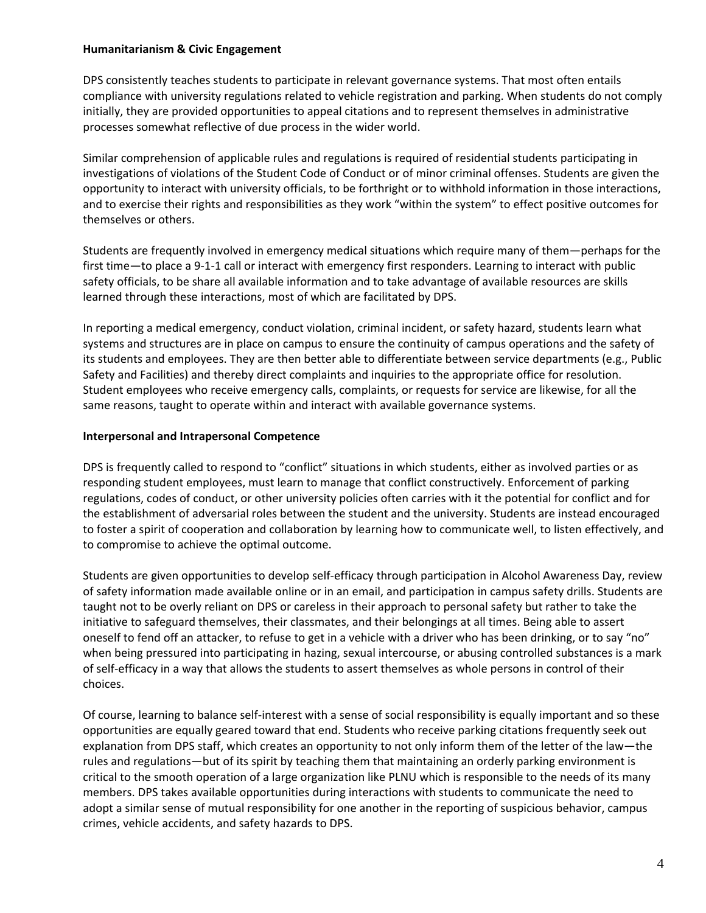**Humanitarianism & Civic Engagement**

DPS consistently teaches students to participate in relevant governance systems. That most often entails compliance with university regulations related to vehicle registration and parking. When students do not comply initially, they are provided opportunities to appeal citations and to represent themselves in administrative processes somewhat reflective of due process in the wider world.

Similar comprehension of applicable rules and regulations is required of residential students participating in investigations of violations of the Student Code of Conduct or of minor criminal offenses. Students are given the opportunity to interact with university officials, to be forthright or to withhold information in those interactions, and to exercise their rights and responsibilities as they work "within the system" to effect positive outcomes for themselves or others.

Students are frequently involved in emergency medical situations which require many of them—perhaps for the first time—to place a 9-1-1 call or interact with emergency first responders. Learning to interact with public safety officials, to be share all available information and to take advantage of available resources are skills learned through these interactions, most of which are facilitated by DPS.

In reporting a medical emergency, conduct violation, criminal incident, or safety hazard, students learn what systems and structures are in place on campus to ensure the continuity of campus operations and the safety of its students and employees. They are then better able to differentiate between service departments (e.g., Public Safety and Facilities) and thereby direct complaints and inquiries to the appropriate office for resolution. Student employees who receive emergency calls, complaints, or requests for service are likewise, for all the same reasons, taught to operate within and interact with available governance systems.

**Interpersonal and Intrapersonal Competence**

DPS is frequently called to respond to "conflict" situations in which students, either as involved parties or as responding student employees, must learn to manage that conflict constructively. Enforcement of parking regulations, codes of conduct, or other university policies often carries with it the potential for conflict and for the establishment of adversarial roles between the student and the university. Students are instead encouraged to foster a spirit of cooperation and collaboration by learning how to communicate well, to listen effectively, and to compromise to achieve the optimal outcome.

Students are given opportunities to develop self-efficacy through participation in Alcohol Awareness Day, review of safety information made available online or in an email, and participation in campus safety drills. Students are taught not to be overly reliant on DPS or careless in their approach to personal safety but rather to take the initiative to safeguard themselves, their classmates, and their belongings at all times. Being able to assert oneself to fend off an attacker, to refuse to get in a vehicle with a driver who has been drinking, or to say "no" when being pressured into participating in hazing, sexual intercourse, or abusing controlled substances is a mark of self-efficacy in a way that allows the students to assert themselves as whole persons in control of their choices.

Of course, learning to balance self-interest with a sense of social responsibility is equally important and so these opportunities are equally geared toward that end. Students who receive parking citations frequently seek out explanation from DPS staff, which creates an opportunity to not only inform them of the letter of the law—the rules and regulations—but of its spirit by teaching them that maintaining an orderly parking environment is critical to the smooth operation of a large organization like PLNU which is responsible to the needs of its many members. DPS takes available opportunities during interactions with students to communicate the need to adopt a similar sense of mutual responsibility for one another in the reporting of suspicious behavior, campus crimes, vehicle accidents, and safety hazards to DPS.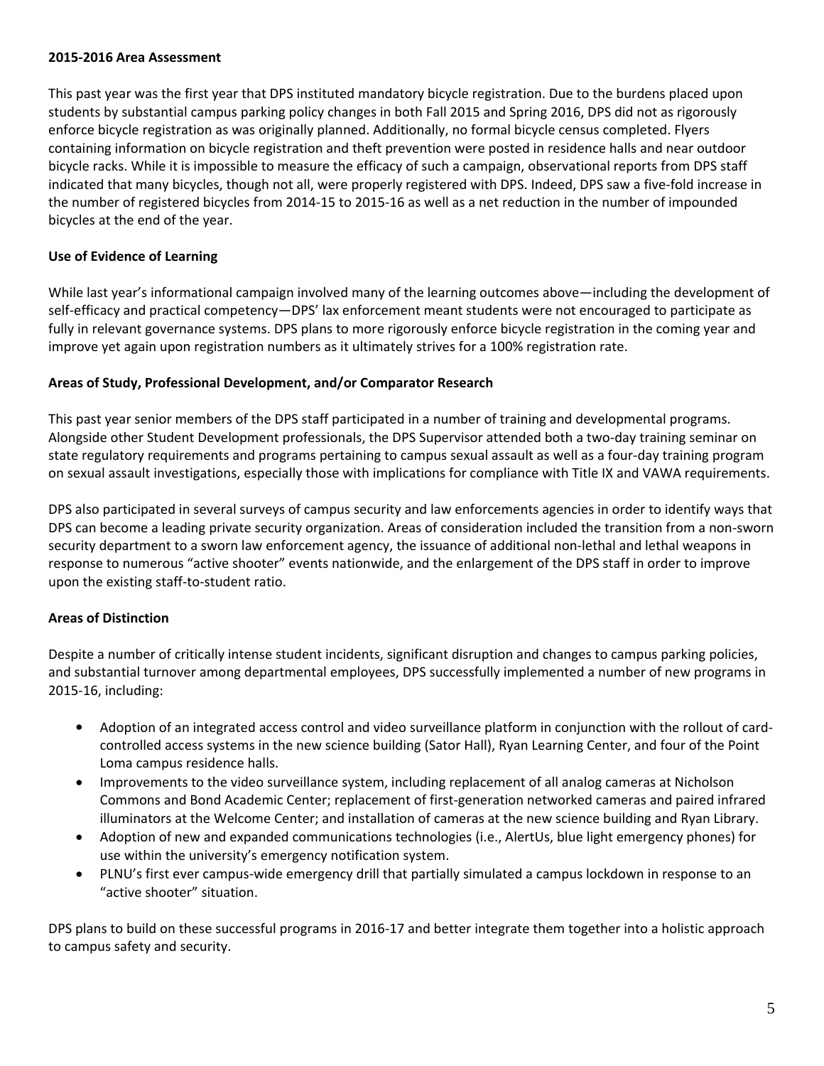**2015-2016 Area Assessment**

This past year was the first year that DPS instituted mandatory bicycle registration. Due to the burdens placed upon students by substantial campus parking policy changes in both Fall 2015 and Spring 2016, DPS did not as rigorously enforce bicycle registration as was originally planned. Additionally, no formal bicycle census completed. Flyers containing information on bicycle registration and theft prevention were posted in residence halls and near outdoor bicycle racks. While it is impossible to measure the efficacy of such a campaign, observational reports from DPS staff indicated that many bicycles, though not all, were properly registered with DPS. Indeed, DPS saw a five-fold increase in the number of registered bicycles from 2014-15 to 2015-16 as well as a net reduction in the number of impounded bicycles at the end of the year.

**Use of Evidence of Learning**

While last year's informational campaign involved many of the learning outcomes above—including the development of self-efficacy and practical competency—DPS' lax enforcement meant students were not encouraged to participate as fully in relevant governance systems. DPS plans to more rigorously enforce bicycle registration in the coming year and improve yet again upon registration numbers as it ultimately strives for a 100% registration rate.

**Areas of Study, Professional Development, and/or Comparator Research**

This past year senior members of the DPS staff participated in a number of training and developmental programs. Alongside other Student Development professionals, the DPS Supervisor attended both a two-day training seminar on state regulatory requirements and programs pertaining to campus sexual assault as well as a four-day training program on sexual assault investigations, especially those with implications for compliance with Title IX and VAWA requirements.

DPS also participated in several surveys of campus security and law enforcements agencies in order to identify ways that DPS can become a leading private security organization. Areas of consideration included the transition from a non-sworn security department to a sworn law enforcement agency, the issuance of additional non-lethal and lethal weapons in response to numerous "active shooter" events nationwide, and the enlargement of the DPS staff in order to improve upon the existing staff-to-student ratio.

**Areas of Distinction**

Despite a number of critically intense student incidents, significant disruption and changes to campus parking policies, and substantial turnover among departmental employees, DPS successfully implemented a number of new programs in 2015-16, including:

- Adoption of an integrated access control and video surveillance platform in conjunction with the rollout of card-controlled access systems in the new science building (Sator Hall), Ryan Learning Center, and four of the Point Loma campus residence halls.
- Improvements to the video surveillance system, including replacement of all analog cameras at Nicholson Commons and Bond Academic Center; replacement of first-generation networked cameras and paired infrared illuminators at the Welcome Center; and installation of cameras at the new science building and Ryan Library.
- Adoption of new and expanded communications technologies (i.e., AlertUs, blue light emergency phones) for use within the university's emergency notification system.
- PLNU's first ever campus-wide emergency drill that partially simulated a campus lockdown in response to an "active shooter" situation.

DPS plans to build on these successful programs in 2016-17 and better integrate them together into a holistic approach to campus safety and security.